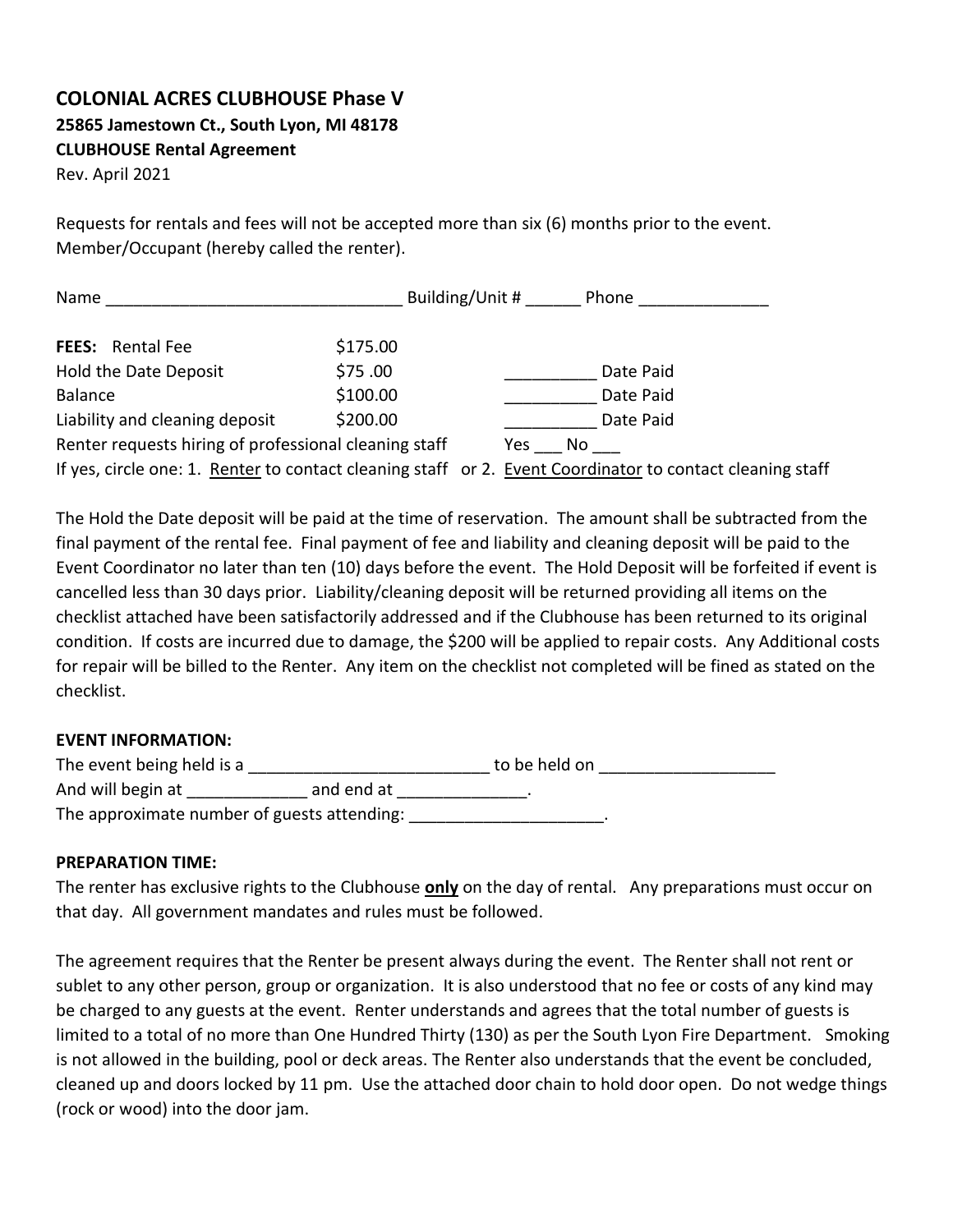**COLONIAL ACRES CLUBHOUSE Phase V**
**25865 Jamestown Ct., South Lyon, MI 48178**
**CLUBHOUSE Rental Agreement**
Rev. April 2021

Requests for rentals and fees will not be accepted more than six (6) months prior to the event.
Member/Occupant (hereby called the renter).

Name ________________________________ Building/Unit # ______ Phone ______________

| | | | |
|---|---|---|---|
| **FEES:** Rental Fee | $175.00 | | |
| Hold the Date Deposit | $75 .00 | __________ | Date Paid |
| Balance | $100.00 | __________ | Date Paid |
| Liability and cleaning deposit | $200.00 | __________ | Date Paid |

Renter requests hiring of professional cleaning staff Yes ___ No ___
If yes, circle one: 1. Renter to contact cleaning staff or 2. Event Coordinator to contact cleaning staff

The Hold the Date deposit will be paid at the time of reservation. The amount shall be subtracted from the final payment of the rental fee. Final payment of fee and liability and cleaning deposit will be paid to the Event Coordinator no later than ten (10) days before the event. The Hold Deposit will be forfeited if event is cancelled less than 30 days prior. Liability/cleaning deposit will be returned providing all items on the checklist attached have been satisfactorily addressed and if the Clubhouse has been returned to its original condition. If costs are incurred due to damage, the $200 will be applied to repair costs. Any Additional costs for repair will be billed to the Renter. Any item on the checklist not completed will be fined as stated on the checklist.

**EVENT INFORMATION:**
The event being held is a __________________________ to be held on ___________________
And will begin at _____________ and end at ______________.
The approximate number of guests attending: _____________________.

**PREPARATION TIME:**
The renter has exclusive rights to the Clubhouse **only** on the day of rental. Any preparations must occur on that day. All government mandates and rules must be followed.

The agreement requires that the Renter be present always during the event. The Renter shall not rent or sublet to any other person, group or organization. It is also understood that no fee or costs of any kind may be charged to any guests at the event. Renter understands and agrees that the total number of guests is limited to a total of no more than One Hundred Thirty (130) as per the South Lyon Fire Department. Smoking is not allowed in the building, pool or deck areas. The Renter also understands that the event be concluded, cleaned up and doors locked by 11 pm. Use the attached door chain to hold door open. Do not wedge things (rock or wood) into the door jam.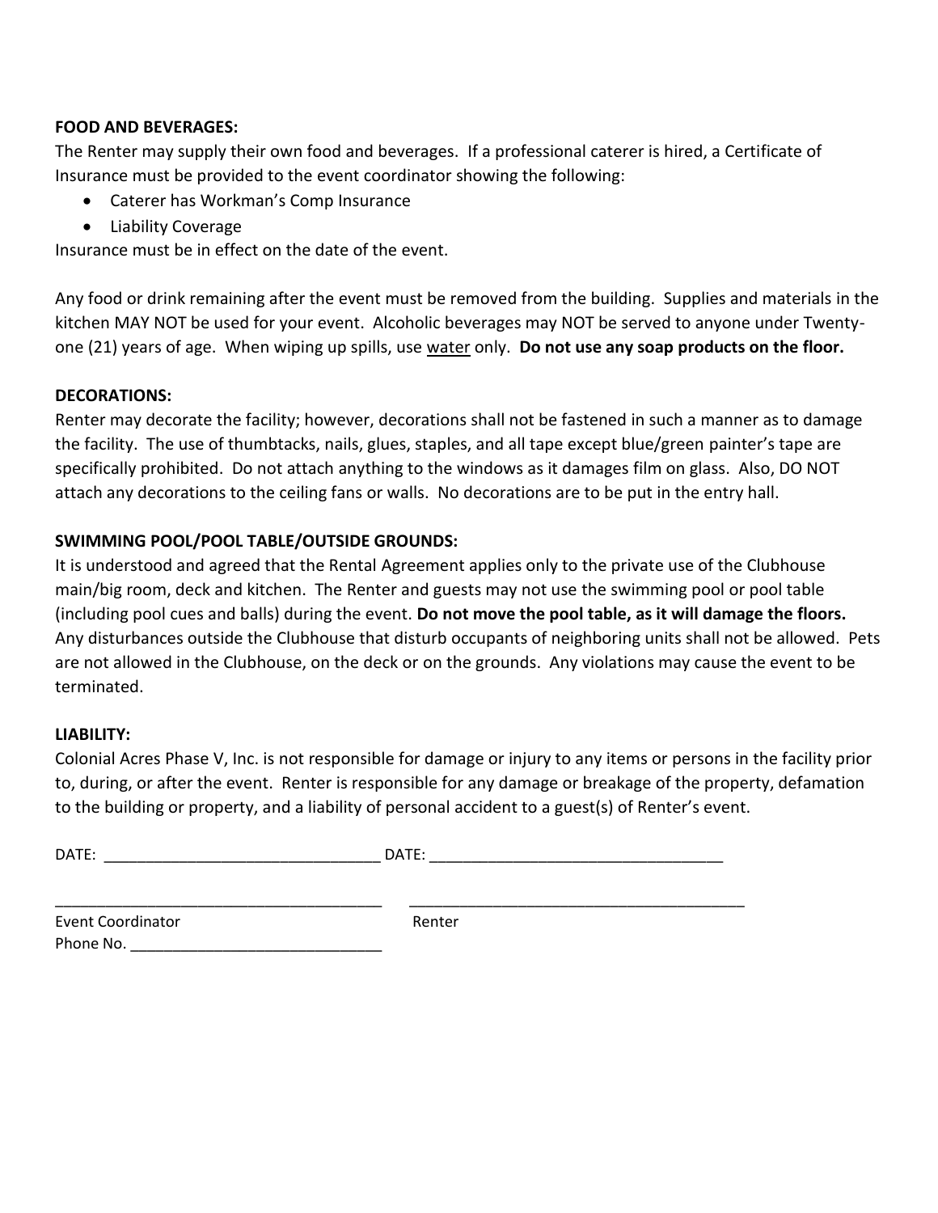**FOOD AND BEVERAGES:**
The Renter may supply their own food and beverages. If a professional caterer is hired, a Certificate of Insurance must be provided to the event coordinator showing the following:

- Caterer has Workman's Comp Insurance
- Liability Coverage

Insurance must be in effect on the date of the event.

Any food or drink remaining after the event must be removed from the building. Supplies and materials in the kitchen MAY NOT be used for your event. Alcoholic beverages may NOT be served to anyone under Twenty-one (21) years of age. When wiping up spills, use <u>water</u> only. **Do not use any soap products on the floor.**

**DECORATIONS:**
Renter may decorate the facility; however, decorations shall not be fastened in such a manner as to damage the facility. The use of thumbtacks, nails, glues, staples, and all tape except blue/green painter's tape are specifically prohibited. Do not attach anything to the windows as it damages film on glass. Also, DO NOT attach any decorations to the ceiling fans or walls. No decorations are to be put in the entry hall.

**SWIMMING POOL/POOL TABLE/OUTSIDE GROUNDS:**
It is understood and agreed that the Rental Agreement applies only to the private use of the Clubhouse main/big room, deck and kitchen. The Renter and guests may not use the swimming pool or pool table (including pool cues and balls) during the event. **Do not move the pool table, as it will damage the floors.** Any disturbances outside the Clubhouse that disturb occupants of neighboring units shall not be allowed. Pets are not allowed in the Clubhouse, on the deck or on the grounds. Any violations may cause the event to be terminated.

**LIABILITY:**
Colonial Acres Phase V, Inc. is not responsible for damage or injury to any items or persons in the facility prior to, during, or after the event. Renter is responsible for any damage or breakage of the property, defamation to the building or property, and a liability of personal accident to a guest(s) of Renter's event.

DATE: ________________________________ DATE: ___________________________________

_______________________________________ _______________________________________

Event Coordinator Renter

Phone No. ______________________________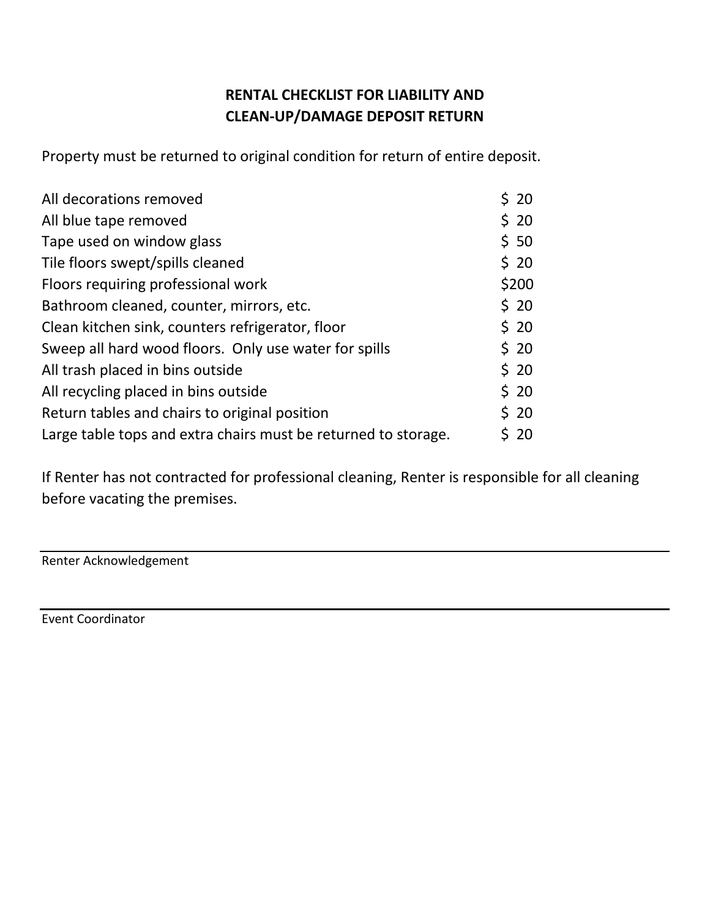## RENTAL CHECKLIST FOR LIABILITY AND CLEAN-UP/DAMAGE DEPOSIT RETURN

Property must be returned to original condition for return of entire deposit.

| | |
|---|---|
| All decorations removed | $ 20 |
| All blue tape removed | $ 20 |
| Tape used on window glass | $ 50 |
| Tile floors swept/spills cleaned | $ 20 |
| Floors requiring professional work | $200 |
| Bathroom cleaned, counter, mirrors, etc. | $ 20 |
| Clean kitchen sink, counters refrigerator, floor | $ 20 |
| Sweep all hard wood floors. Only use water for spills | $ 20 |
| All trash placed in bins outside | $ 20 |
| All recycling placed in bins outside | $ 20 |
| Return tables and chairs to original position | $ 20 |
| Large table tops and extra chairs must be returned to storage. | $ 20 |

If Renter has not contracted for professional cleaning, Renter is responsible for all cleaning before vacating the premises.

Renter Acknowledgement

Event Coordinator